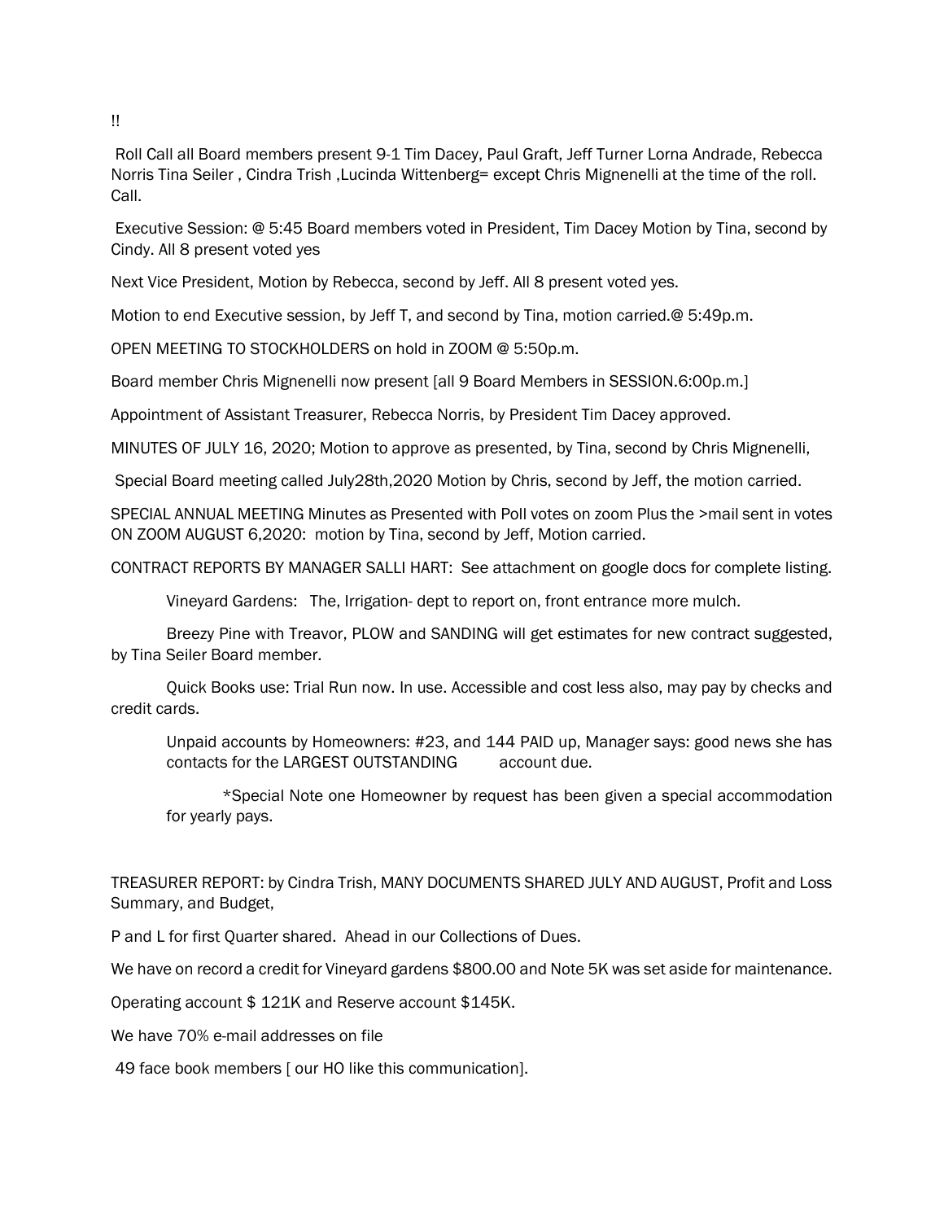!!

Roll Call all Board members present 9-1 Tim Dacey, Paul Graft, Jeff Turner Lorna Andrade, Rebecca Norris Tina Seiler , Cindra Trish ,Lucinda Wittenberg= except Chris Mignenelli at the time of the roll. Call.

Executive Session: @ 5:45 Board members voted in President, Tim Dacey Motion by Tina, second by Cindy. All 8 present voted yes

Next Vice President, Motion by Rebecca, second by Jeff. All 8 present voted yes.

Motion to end Executive session, by Jeff T, and second by Tina, motion carried.@ 5:49p.m.

OPEN MEETING TO STOCKHOLDERS on hold in ZOOM @ 5:50p.m.

Board member Chris Mignenelli now present [all 9 Board Members in SESSION.6:00p.m.]

Appointment of Assistant Treasurer, Rebecca Norris, by President Tim Dacey approved.

MINUTES OF JULY 16, 2020; Motion to approve as presented, by Tina, second by Chris Mignenelli,

Special Board meeting called July28th,2020 Motion by Chris, second by Jeff, the motion carried.

SPECIAL ANNUAL MEETING Minutes as Presented with Poll votes on zoom Plus the >mail sent in votes ON ZOOM AUGUST 6,2020: motion by Tina, second by Jeff, Motion carried.

CONTRACT REPORTS BY MANAGER SALLI HART: See attachment on google docs for complete listing.

Vineyard Gardens: The, Irrigation- dept to report on, front entrance more mulch.

Breezy Pine with Treavor, PLOW and SANDING will get estimates for new contract suggested, by Tina Seiler Board member.

Quick Books use: Trial Run now. In use. Accessible and cost less also, may pay by checks and credit cards.

Unpaid accounts by Homeowners: #23, and 144 PAID up, Manager says: good news she has contacts for the LARGEST OUTSTANDING account due.

*Special Note one Homeowner by request has been given a special accommodation for yearly pays.

TREASURER REPORT: by Cindra Trish, MANY DOCUMENTS SHARED JULY AND AUGUST, Profit and Loss Summary, and Budget,

P and L for first Quarter shared. Ahead in our Collections of Dues.

We have on record a credit for Vineyard gardens $800.00 and Note 5K was set aside for maintenance.

Operating account $ 121K and Reserve account $145K.

We have 70% e-mail addresses on file

49 face book members [ our HO like this communication].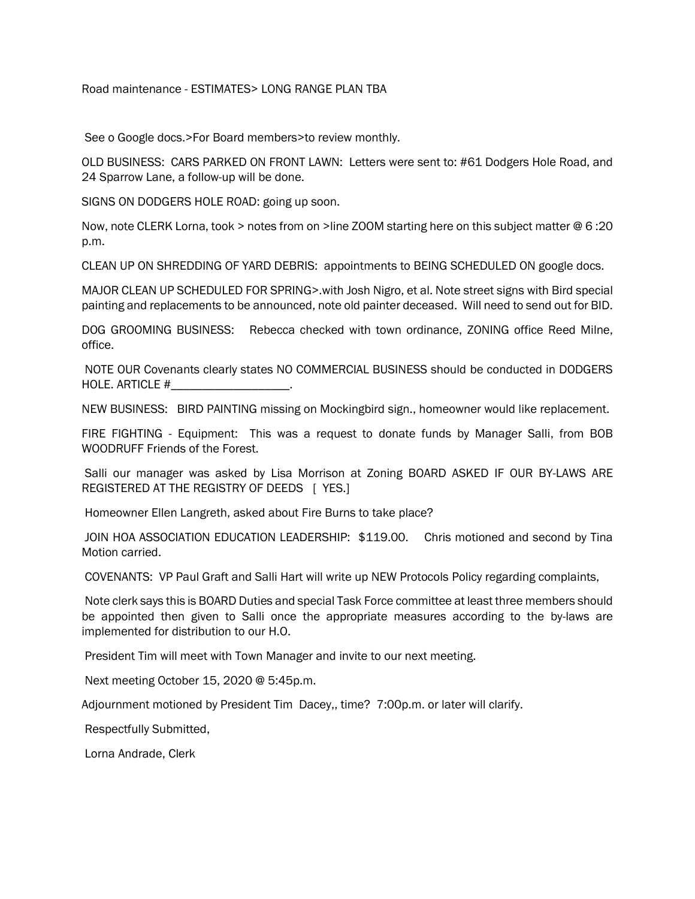Road maintenance - ESTIMATES> LONG RANGE PLAN TBA

See o Google docs.>For Board members>to review monthly.

OLD BUSINESS: CARS PARKED ON FRONT LAWN: Letters were sent to: #61 Dodgers Hole Road, and 24 Sparrow Lane, a follow-up will be done.

SIGNS ON DODGERS HOLE ROAD: going up soon.

Now, note CLERK Lorna, took > notes from on >line ZOOM starting here on this subject matter @ 6 :20 p.m.

CLEAN UP ON SHREDDING OF YARD DEBRIS: appointments to BEING SCHEDULED ON google docs.

MAJOR CLEAN UP SCHEDULED FOR SPRING>.with Josh Nigro, et al. Note street signs with Bird special painting and replacements to be announced, note old painter deceased. Will need to send out for BID.

DOG GROOMING BUSINESS: Rebecca checked with town ordinance, ZONING office Reed Milne, office.

NOTE OUR Covenants clearly states NO COMMERCIAL BUSINESS should be conducted in DODGERS HOLE. ARTICLE #___________________.

NEW BUSINESS: BIRD PAINTING missing on Mockingbird sign., homeowner would like replacement.

FIRE FIGHTING - Equipment: This was a request to donate funds by Manager Salli, from BOB WOODRUFF Friends of the Forest.

Salli our manager was asked by Lisa Morrison at Zoning BOARD ASKED IF OUR BY-LAWS ARE REGISTERED AT THE REGISTRY OF DEEDS [ YES.]

Homeowner Ellen Langreth, asked about Fire Burns to take place?

JOIN HOA ASSOCIATION EDUCATION LEADERSHIP: $119.00. Chris motioned and second by Tina Motion carried.

COVENANTS: VP Paul Graft and Salli Hart will write up NEW Protocols Policy regarding complaints,

Note clerk says this is BOARD Duties and special Task Force committee at least three members should be appointed then given to Salli once the appropriate measures according to the by-laws are implemented for distribution to our H.O.

President Tim will meet with Town Manager and invite to our next meeting.

Next meeting October 15, 2020 @ 5:45p.m.

Adjournment motioned by President Tim Dacey,, time? 7:00p.m. or later will clarify.

Respectfully Submitted,

Lorna Andrade, Clerk